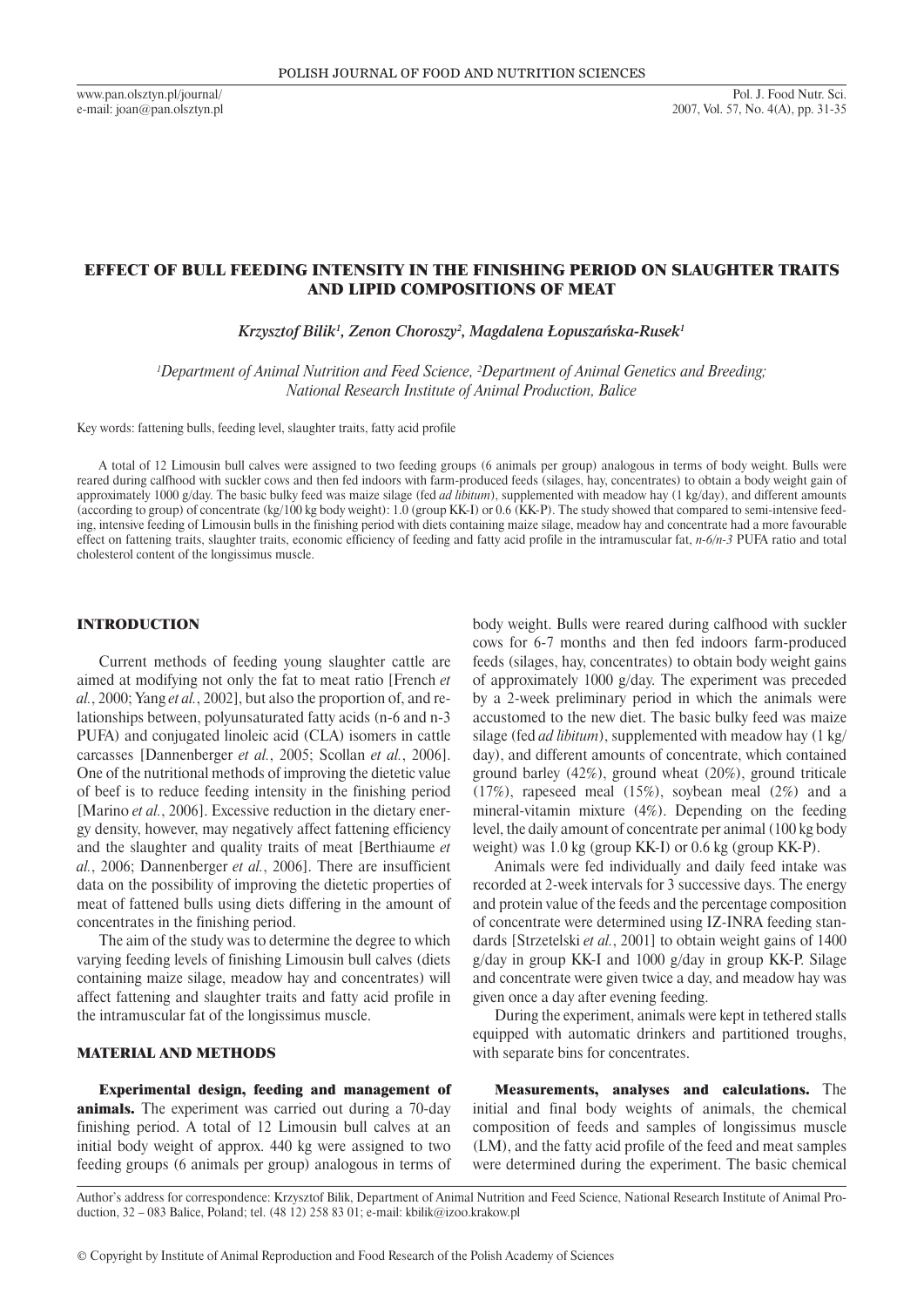# EFFECT OF BULL FEEDING INTENSITY IN THE FINISHING PERIOD ON SLAUGHTER TRAITS AND LIPID COMPOSITIONS OF MEAT

*Krzysztof Bilik[1], Zenon Choroszy[2], Magdalena Łopuszańska-Rusek[1]*

[1]Department of Animal Nutrition and Feed Science, [2]Department of Animal Genetics and Breeding; National Research Institute of Animal Production, Balice

Key words: fattening bulls, feeding level, slaughter traits, fatty acid profile

A total of 12 Limousin bull calves were assigned to two feeding groups (6 animals per group) analogous in terms of body weight. Bulls were reared during calfhood with suckler cows and then fed indoors with farm-produced feeds (silages, hay, concentrates) to obtain a body weight gain of approximately 1000 g/day. The basic bulky feed was maize silage (fed *ad libitum*), supplemented with meadow hay (1 kg/day), and different amounts (according to group) of concentrate (kg/100 kg body weight): 1.0 (group KK-I) or 0.6 (KK-P). The study showed that compared to semi-intensive feeding, intensive feeding of Limousin bulls in the finishing period with diets containing maize silage, meadow hay and concentrate had a more favourable effect on fattening traits, slaughter traits, economic efficiency of feeding and fatty acid profile in the intramuscular fat, *n-6/n-3* PUFA ratio and total cholesterol content of the longissimus muscle.

## INTRODUCTION

Current methods of feeding young slaughter cattle are aimed at modifying not only the fat to meat ratio [French *et al.*, 2000; Yang *et al.*, 2002], but also the proportion of, and relationships between, polyunsaturated fatty acids (n-6 and n-3 PUFA) and conjugated linoleic acid (CLA) isomers in cattle carcasses [Dannenberger *et al.*, 2005; Scollan *et al.*, 2006]. One of the nutritional methods of improving the dietetic value of beef is to reduce feeding intensity in the finishing period [Marino *et al.*, 2006]. Excessive reduction in the dietary energy density, however, may negatively affect fattening efficiency and the slaughter and quality traits of meat [Berthiaume *et al.*, 2006; Dannenberger *et al.*, 2006]. There are insufficient data on the possibility of improving the dietetic properties of meat of fattened bulls using diets differing in the amount of concentrates in the finishing period.

The aim of the study was to determine the degree to which varying feeding levels of finishing Limousin bull calves (diets containing maize silage, meadow hay and concentrates) will affect fattening and slaughter traits and fatty acid profile in the intramuscular fat of the longissimus muscle.

## MATERIAL AND METHODS

**Experimental design, feeding and management of animals.** The experiment was carried out during a 70-day finishing period. A total of 12 Limousin bull calves at an initial body weight of approx. 440 kg were assigned to two feeding groups (6 animals per group) analogous in terms of body weight. Bulls were reared during calfhood with suckler cows for 6-7 months and then fed indoors farm-produced feeds (silages, hay, concentrates) to obtain body weight gains of approximately 1000 g/day. The experiment was preceded by a 2-week preliminary period in which the animals were accustomed to the new diet. The basic bulky feed was maize silage (fed *ad libitum*), supplemented with meadow hay (1 kg/day), and different amounts of concentrate, which contained ground barley (42%), ground wheat (20%), ground triticale (17%), rapeseed meal (15%), soybean meal (2%) and a mineral-vitamin mixture (4%). Depending on the feeding level, the daily amount of concentrate per animal (100 kg body weight) was 1.0 kg (group KK-I) or 0.6 kg (group KK-P).

Animals were fed individually and daily feed intake was recorded at 2-week intervals for 3 successive days. The energy and protein value of the feeds and the percentage composition of concentrate were determined using IZ-INRA feeding standards [Strzetelski *et al.*, 2001] to obtain weight gains of 1400 g/day in group KK-I and 1000 g/day in group KK-P. Silage and concentrate were given twice a day, and meadow hay was given once a day after evening feeding.

During the experiment, animals were kept in tethered stalls equipped with automatic drinkers and partitioned troughs, with separate bins for concentrates.

**Measurements, analyses and calculations.** The initial and final body weights of animals, the chemical composition of feeds and samples of longissimus muscle (LM), and the fatty acid profile of the feed and meat samples were determined during the experiment. The basic chemical

Author's address for correspondence: Krzysztof Bilik, Department of Animal Nutrition and Feed Science, National Research Institute of Animal Production, 32 – 083 Balice, Poland; tel. (48 12) 258 83 01; e-mail: kbilik@izoo.krakow.pl

© Copyright by Institute of Animal Reproduction and Food Research of the Polish Academy of Sciences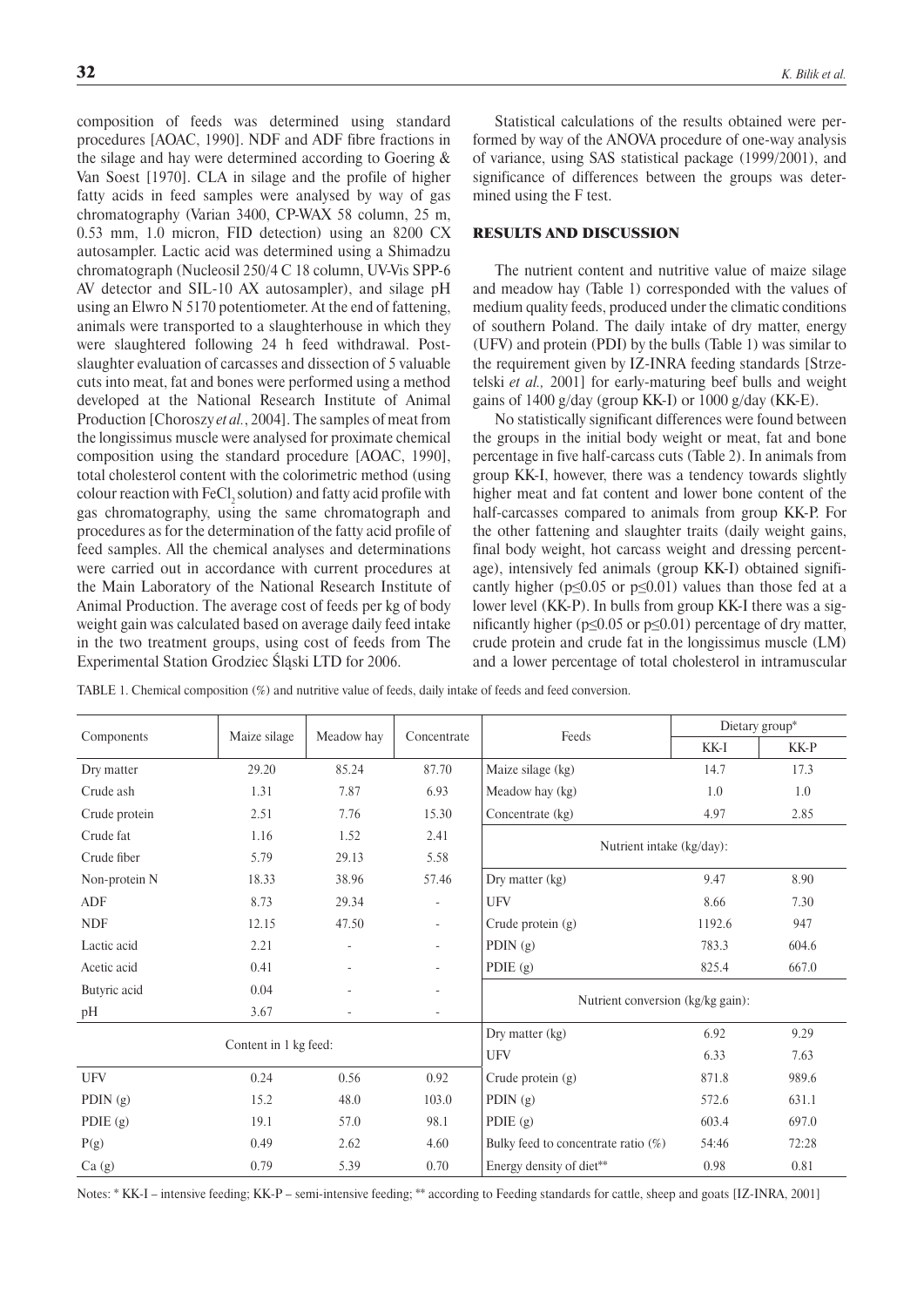composition of feeds was determined using standard procedures [AOAC, 1990]. NDF and ADF fibre fractions in the silage and hay were determined according to Goering & Van Soest [1970]. CLA in silage and the profile of higher fatty acids in feed samples were analysed by way of gas chromatography (Varian 3400, CP-WAX 58 column, 25 m, 0.53 mm, 1.0 micron, FID detection) using an 8200 CX autosampler. Lactic acid was determined using a Shimadzu chromatograph (Nucleosil 250/4 C 18 column, UV-Vis SPP-6 AV detector and SIL-10 AX autosampler), and silage pH using an Elwro N 5170 potentiometer. At the end of fattening, animals were transported to a slaughterhouse in which they were slaughtered following 24 h feed withdrawal. Post-slaughter evaluation of carcasses and dissection of 5 valuable cuts into meat, fat and bones were performed using a method developed at the National Research Institute of Animal Production [Choroszy *et al.*, 2004]. The samples of meat from the longissimus muscle were analysed for proximate chemical composition using the standard procedure [AOAC, 1990], total cholesterol content with the colorimetric method (using colour reaction with $FeCl_2$ solution) and fatty acid profile with gas chromatography, using the same chromatograph and procedures as for the determination of the fatty acid profile of feed samples. All the chemical analyses and determinations were carried out in accordance with current procedures at the Main Laboratory of the National Research Institute of Animal Production. The average cost of feeds per kg of body weight gain was calculated based on average daily feed intake in the two treatment groups, using cost of feeds from The Experimental Station Grodziec Śląski LTD for 2006.

Statistical calculations of the results obtained were performed by way of the ANOVA procedure of one-way analysis of variance, using SAS statistical package (1999/2001), and significance of differences between the groups was determined using the F test.

## RESULTS AND DISCUSSION

The nutrient content and nutritive value of maize silage and meadow hay (Table 1) corresponded with the values of medium quality feeds, produced under the climatic conditions of southern Poland. The daily intake of dry matter, energy (UFV) and protein (PDI) by the bulls (Table 1) was similar to the requirement given by IZ-INRA feeding standards [Strzetelski *et al.,* 2001] for early-maturing beef bulls and weight gains of 1400 g/day (group KK-I) or 1000 g/day (KK-E).

No statistically significant differences were found between the groups in the initial body weight or meat, fat and bone percentage in five half-carcass cuts (Table 2). In animals from group KK-I, however, there was a tendency towards slightly higher meat and fat content and lower bone content of the half-carcasses compared to animals from group KK-P. For the other fattening and slaughter traits (daily weight gains, final body weight, hot carcass weight and dressing percentage), intensively fed animals (group KK-I) obtained significantly higher ($p \leq 0.05$ or $p \leq 0.01$) values than those fed at a lower level (KK-P). In bulls from group KK-I there was a significantly higher ($p \leq 0.05$ or $p \leq 0.01$) percentage of dry matter, crude protein and crude fat in the longissimus muscle (LM) and a lower percentage of total cholesterol in intramuscular

TABLE 1. Chemical composition (%) and nutritive value of feeds, daily intake of feeds and feed conversion.

| Components | Maize silage | Meadow hay | Concentrate | Feeds | Dietary group* | |
|---|---|---|---|---|---|---|
| | | | | | KK-I | KK-P |
| Dry matter | 29.20 | 85.24 | 87.70 | Maize silage (kg) | 14.7 | 17.3 |
| Crude ash | 1.31 | 7.87 | 6.93 | Meadow hay (kg) | 1.0 | 1.0 |
| Crude protein | 2.51 | 7.76 | 15.30 | Concentrate (kg) | 4.97 | 2.85 |
| Crude fat | 1.16 | 1.52 | 2.41 | Nutrient intake (kg/day): | | |
| Crude fiber | 5.79 | 29.13 | 5.58 | | | |
| Non-protein N | 18.33 | 38.96 | 57.46 | Dry matter (kg) | 9.47 | 8.90 |
| ADF | 8.73 | 29.34 | - | UFV | 8.66 | 7.30 |
| NDF | 12.15 | 47.50 | - | Crude protein (g) | 1192.6 | 947 |
| Lactic acid | 2.21 | - | - | PDIN (g) | 783.3 | 604.6 |
| Acetic acid | 0.41 | - | - | PDIE (g) | 825.4 | 667.0 |
| Butyric acid | 0.04 | - | - | Nutrient conversion (kg/kg gain): | | |
| pH | 3.67 | - | - | | | |
| Content in 1 kg feed: | | | | Dry matter (kg) | 6.92 | 9.29 |
| | | | | UFV | 6.33 | 7.63 |
| UFV | 0.24 | 0.56 | 0.92 | Crude protein (g) | 871.8 | 989.6 |
| PDIN (g) | 15.2 | 48.0 | 103.0 | PDIN (g) | 572.6 | 631.1 |
| PDIE (g) | 19.1 | 57.0 | 98.1 | PDIE (g) | 603.4 | 697.0 |
| P(g) | 0.49 | 2.62 | 4.60 | Bulky feed to concentrate ratio (%) | 54:46 | 72:28 |
| Ca (g) | 0.79 | 5.39 | 0.70 | Energy density of diet** | 0.98 | 0.81 |

Notes: * KK-I – intensive feeding; KK-P – semi-intensive feeding; ** according to Feeding standards for cattle, sheep and goats [IZ-INRA, 2001]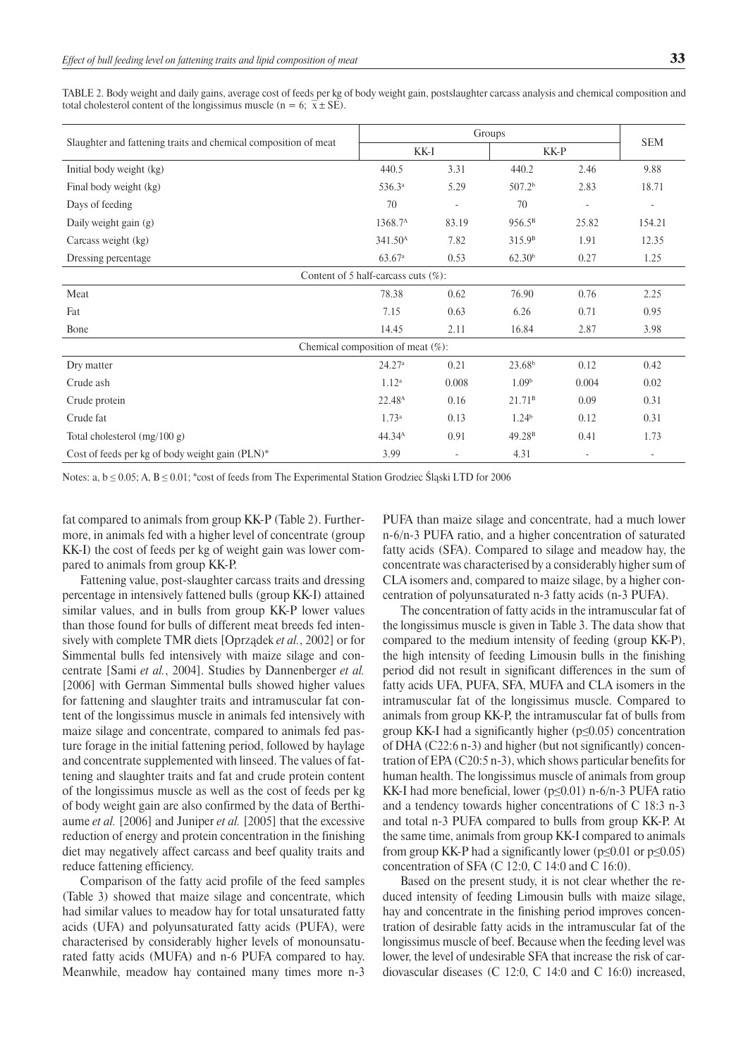TABLE 2. Body weight and daily gains, average cost of feeds per kg of body weight gain, postslaughter carcass analysis and chemical composition and total cholesterol content of the longissimus muscle (n = 6; $\bar{x} \pm SE$).

| Slaughter and fattening traits and chemical composition of meat | Groups | | | | SEM |
|---|---|---|---|---|---|
| | KK-I | | KK-P | | |
| Initial body weight (kg) | 440.5 | 3.31 | 440.2 | 2.46 | 9.88 |
| Final body weight (kg) | 536.3[a] | 5.29 | 507.2[b] | 2.83 | 18.71 |
| Days of feeding | 70 | - | 70 | - | - |
| Daily weight gain (g) | 1368.7[A] | 83.19 | 956.5[B] | 25.82 | 154.21 |
| Carcass weight (kg) | 341.50[A] | 7.82 | 315.9[B] | 1.91 | 12.35 |
| Dressing percentage | 63.67[a] | 0.53 | 62.30[b] | 0.27 | 1.25 |
| Content of 5 half-carcass cuts (%): | | | | | |
| Meat | 78.38 | 0.62 | 76.90 | 0.76 | 2.25 |
| Fat | 7.15 | 0.63 | 6.26 | 0.71 | 0.95 |
| Bone | 14.45 | 2.11 | 16.84 | 2.87 | 3.98 |
| Chemical composition of meat (%): | | | | | |
| Dry matter | 24.27[a] | 0.21 | 23.68[b] | 0.12 | 0.42 |
| Crude ash | 1.12[a] | 0.008 | 1.09[b] | 0.004 | 0.02 |
| Crude protein | 22.48[A] | 0.16 | 21.71[B] | 0.09 | 0.31 |
| Crude fat | 1.73[a] | 0.13 | 1.24[b] | 0.12 | 0.31 |
| Total cholesterol (mg/100 g) | 44.34[A] | 0.91 | 49.28[B] | 0.41 | 1.73 |
| Cost of feeds per kg of body weight gain (PLN)* | 3.99 | - | 4.31 | - | - |

Notes: a, b ≤ 0.05; A, B ≤ 0.01; *cost of feeds from The Experimental Station Grodziec Śląski LTD for 2006

fat compared to animals from group KK-P (Table 2). Furthermore, in animals fed with a higher level of concentrate (group KK-I) the cost of feeds per kg of weight gain was lower compared to animals from group KK-P.

Fattening value, post-slaughter carcass traits and dressing percentage in intensively fattened bulls (group KK-I) attained similar values, and in bulls from group KK-P lower values than those found for bulls of different meat breeds fed intensively with complete TMR diets [Oprządek *et al.*, 2002] or for Simmental bulls fed intensively with maize silage and concentrate [Sami *et al.*, 2004]. Studies by Dannenberger *et al.* [2006] with German Simmental bulls showed higher values for fattening and slaughter traits and intramuscular fat content of the longissimus muscle in animals fed intensively with maize silage and concentrate, compared to animals fed pasture forage in the initial fattening period, followed by haylage and concentrate supplemented with linseed. The values of fattening and slaughter traits and fat and crude protein content of the longissimus muscle as well as the cost of feeds per kg of body weight gain are also confirmed by the data of Berthiaume *et al.* [2006] and Juniper *et al.* [2005] that the excessive reduction of energy and protein concentration in the finishing diet may negatively affect carcass and beef quality traits and reduce fattening efficiency.

Comparison of the fatty acid profile of the feed samples (Table 3) showed that maize silage and concentrate, which had similar values to meadow hay for total unsaturated fatty acids (UFA) and polyunsaturated fatty acids (PUFA), were characterised by considerably higher levels of monounsaturated fatty acids (MUFA) and n-6 PUFA compared to hay. Meanwhile, meadow hay contained many times more n-3 PUFA than maize silage and concentrate, had a much lower n-6/n-3 PUFA ratio, and a higher concentration of saturated fatty acids (SFA). Compared to silage and meadow hay, the concentrate was characterised by a considerably higher sum of CLA isomers and, compared to maize silage, by a higher concentration of polyunsaturated n-3 fatty acids (n-3 PUFA).

The concentration of fatty acids in the intramuscular fat of the longissimus muscle is given in Table 3. The data show that compared to the medium intensity of feeding (group KK-P), the high intensity of feeding Limousin bulls in the finishing period did not result in significant differences in the sum of fatty acids UFA, PUFA, SFA, MUFA and CLA isomers in the intramuscular fat of the longissimus muscle. Compared to animals from group KK-P, the intramuscular fat of bulls from group KK-I had a significantly higher ($p \leq 0.05$) concentration of DHA (C22:6 n-3) and higher (but not significantly) concentration of EPA (C20:5 n-3), which shows particular benefits for human health. The longissimus muscle of animals from group KK-I had more beneficial, lower ($p \leq 0.01$) n-6/n-3 PUFA ratio and a tendency towards higher concentrations of C 18:3 n-3 and total n-3 PUFA compared to bulls from group KK-P. At the same time, animals from group KK-I compared to animals from group KK-P had a significantly lower ($p \leq 0.01$ or $p \leq 0.05$) concentration of SFA (C 12:0, C 14:0 and C 16:0).

Based on the present study, it is not clear whether the reduced intensity of feeding Limousin bulls with maize silage, hay and concentrate in the finishing period improves concentration of desirable fatty acids in the intramuscular fat of the longissimus muscle of beef. Because when the feeding level was lower, the level of undesirable SFA that increase the risk of cardiovascular diseases (C 12:0, C 14:0 and C 16:0) increased,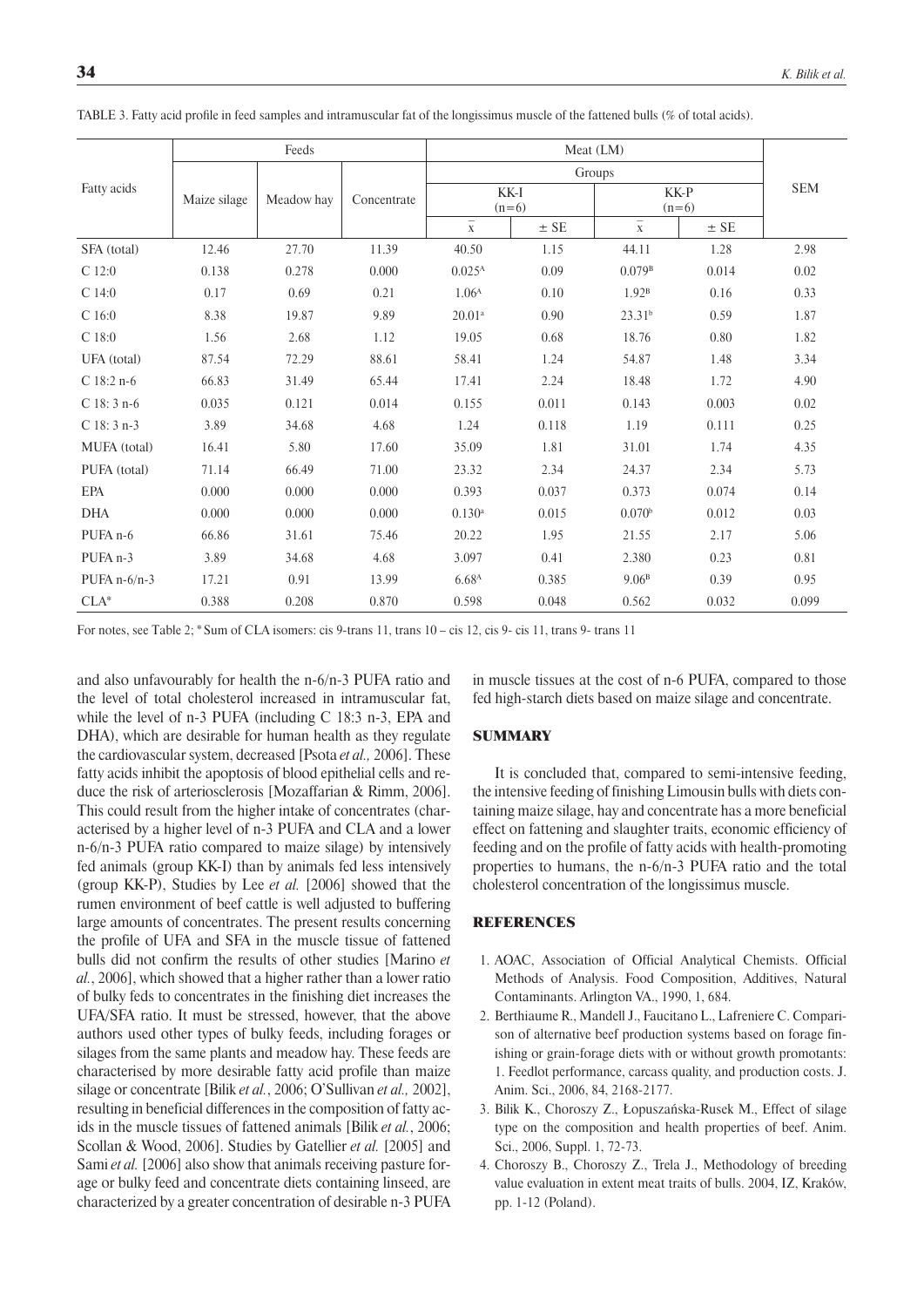TABLE 3. Fatty acid profile in feed samples and intramuscular fat of the longissimus muscle of the fattened bulls (% of total acids).

| Fatty acids | Feeds | | | Meat (LM) | | | | SEM |
|---|---|---|---|---|---|---|---|---|
| | Maize silage | Meadow hay | Concentrate | Groups | | | | |
| | | | | KK-I (n=6) | | KK-P (n=6) | | |
| | | | | $\bar{x}$ | ± SE | $\bar{x}$ | ± SE | |
| SFA (total) | 12.46 | 27.70 | 11.39 | 40.50 | 1.15 | 44.11 | 1.28 | 2.98 |
| C 12:0 | 0.138 | 0.278 | 0.000 | 0.025[A] | 0.09 | 0.079[B] | 0.014 | 0.02 |
| C 14:0 | 0.17 | 0.69 | 0.21 | 1.06[A] | 0.10 | 1.92[B] | 0.16 | 0.33 |
| C 16:0 | 8.38 | 19.87 | 9.89 | 20.01[a] | 0.90 | 23.31[b] | 0.59 | 1.87 |
| C 18:0 | 1.56 | 2.68 | 1.12 | 19.05 | 0.68 | 18.76 | 0.80 | 1.82 |
| UFA (total) | 87.54 | 72.29 | 88.61 | 58.41 | 1.24 | 54.87 | 1.48 | 3.34 |
| C 18:2 n-6 | 66.83 | 31.49 | 65.44 | 17.41 | 2.24 | 18.48 | 1.72 | 4.90 |
| C 18: 3 n-6 | 0.035 | 0.121 | 0.014 | 0.155 | 0.011 | 0.143 | 0.003 | 0.02 |
| C 18: 3 n-3 | 3.89 | 34.68 | 4.68 | 1.24 | 0.118 | 1.19 | 0.111 | 0.25 |
| MUFA (total) | 16.41 | 5.80 | 17.60 | 35.09 | 1.81 | 31.01 | 1.74 | 4.35 |
| PUFA (total) | 71.14 | 66.49 | 71.00 | 23.32 | 2.34 | 24.37 | 2.34 | 5.73 |
| EPA | 0.000 | 0.000 | 0.000 | 0.393 | 0.037 | 0.373 | 0.074 | 0.14 |
| DHA | 0.000 | 0.000 | 0.000 | 0.130[a] | 0.015 | 0.070[b] | 0.012 | 0.03 |
| PUFA n-6 | 66.86 | 31.61 | 75.46 | 20.22 | 1.95 | 21.55 | 2.17 | 5.06 |
| PUFA n-3 | 3.89 | 34.68 | 4.68 | 3.097 | 0.41 | 2.380 | 0.23 | 0.81 |
| PUFA n-6/n-3 | 17.21 | 0.91 | 13.99 | 6.68[A] | 0.385 | 9.06[B] | 0.39 | 0.95 |
| CLA* | 0.388 | 0.208 | 0.870 | 0.598 | 0.048 | 0.562 | 0.032 | 0.099 |

For notes, see Table 2; * Sum of CLA isomers: cis 9-trans 11, trans 10 – cis 12, cis 9- cis 11, trans 9- trans 11

and also unfavourably for health the n-6/n-3 PUFA ratio and the level of total cholesterol increased in intramuscular fat, while the level of n-3 PUFA (including C 18:3 n-3, EPA and DHA), which are desirable for human health as they regulate the cardiovascular system, decreased [Psota *et al.,* 2006]. These fatty acids inhibit the apoptosis of blood epithelial cells and reduce the risk of arteriosclerosis [Mozaffarian & Rimm, 2006]. This could result from the higher intake of concentrates (characterised by a higher level of n-3 PUFA and CLA and a lower n-6/n-3 PUFA ratio compared to maize silage) by intensively fed animals (group KK-I) than by animals fed less intensively (group KK-P), Studies by Lee *et al.* [2006] showed that the rumen environment of beef cattle is well adjusted to buffering large amounts of concentrates. The present results concerning the profile of UFA and SFA in the muscle tissue of fattened bulls did not confirm the results of other studies [Marino *et al.*, 2006], which showed that a higher rather than a lower ratio of bulky feds to concentrates in the finishing diet increases the UFA/SFA ratio. It must be stressed, however, that the above authors used other types of bulky feeds, including forages or silages from the same plants and meadow hay. These feeds are characterised by more desirable fatty acid profile than maize silage or concentrate [Bilik *et al.*, 2006; O'Sullivan *et al.,* 2002], resulting in beneficial differences in the composition of fatty acids in the muscle tissues of fattened animals [Bilik *et al.*, 2006; Scollan & Wood, 2006]. Studies by Gatellier *et al.* [2005] and Sami *et al.* [2006] also show that animals receiving pasture forage or bulky feed and concentrate diets containing linseed, are characterized by a greater concentration of desirable n-3 PUFA in muscle tissues at the cost of n-6 PUFA, compared to those fed high-starch diets based on maize silage and concentrate.

## SUMMARY

It is concluded that, compared to semi-intensive feeding, the intensive feeding of finishing Limousin bulls with diets containing maize silage, hay and concentrate has a more beneficial effect on fattening and slaughter traits, economic efficiency of feeding and on the profile of fatty acids with health-promoting properties to humans, the n-6/n-3 PUFA ratio and the total cholesterol concentration of the longissimus muscle.

## REFERENCES

1. AOAC, Association of Official Analytical Chemists. Official Methods of Analysis. Food Composition, Additives, Natural Contaminants. Arlington VA., 1990, 1, 684.
2. Berthiaume R., Mandell J., Faucitano L., Lafreniere C. Comparison of alternative beef production systems based on forage finishing or grain-forage diets with or without growth promotants: 1. Feedlot performance, carcass quality, and production costs. J. Anim. Sci., 2006, 84, 2168-2177.
3. Bilik K., Choroszy Z., Łopuszańska-Rusek M., Effect of silage type on the composition and health properties of beef. Anim. Sci., 2006, Suppl. 1, 72-73.
4. Choroszy B., Choroszy Z., Trela J., Methodology of breeding value evaluation in extent meat traits of bulls. 2004, IZ, Kraków, pp. 1-12 (Poland).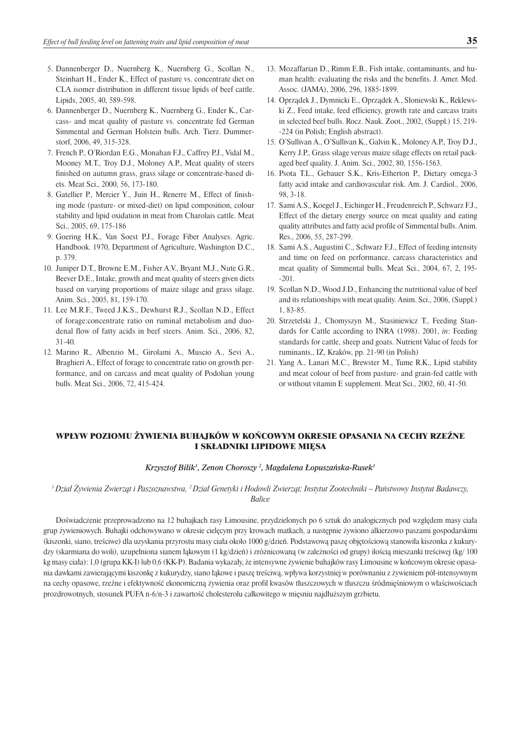5. Dannenberger D., Nuernberg K., Nuernberg G., Scollan N., Steinhart H., Ender K., Effect of pasture vs. concentrate diet on CLA isomer distribution in different tissue lipids of beef cattle. Lipids, 2005, 40, 589-598.
6. Dannenberger D., Nuernberg K., Nuernberg G., Ender K., Carcass- and meat quality of pasture vs. concentrate fed German Simmental and German Holstein bulls. Arch. Tierz. Dummerstorf, 2006, 49, 315-328.
7. French P., O'Riordan E.G., Monahan F.J., Caffrey P.J., Vidal M., Mooney M.T., Troy D.J., Moloney A.P., Meat quality of steers finished on autumn grass, grass silage or concentrate-based diets. Meat Sci., 2000, 56, 173-180.
8. Gatellier P., Mercier Y., Juin H., Renerre M., Effect of finishing mode (pasture- or mixed-diet) on lipid composition, colour stability and lipid oxidation in meat from Charolais cattle. Meat Sci., 2005, 69, 175-186
9. Goering H.K., Van Soest P.J., Forage Fiber Analyses. Agric. Handbook. 1970, Department of Agriculture, Washington D.C., p. 379.
10. Juniper D.T., Browne E.M., Fisher A.V., Bryant M.J., Nute G.R., Beever D.E., Intake, growth and meat quality of steers given diets based on varying proportions of maize silage and grass silage. Anim. Sci., 2005, 81, 159-170.
11. Lee M.R.F., Tweed J.K.S., Dewhurst R.J., Scollan N.D., Effect of forage:concentrate ratio on ruminal metabolism and duodenal flow of fatty acids in beef steers. Anim. Sci., 2006, 82, 31-40.
12. Marino R., Albenzio M., Girolami A., Muscio A., Sevi A., Braghieri A., Effect of forage to concentrate ratio on growth performance, and on carcass and meat quality of Podolian young bulls. Meat Sci., 2006, 72, 415-424.
13. Mozaffarian D., Rimm E.B., Fish intake, contaminants, and human health: evaluating the risks and the benefits. J. Amer. Med. Assoc. (JAMA), 2006, 296, 1885-1899.
14. Oprządek J., Dymnicki E., Oprządek A., Słoniewski K., Reklewski Z., Feed intake, feed efficiency, growth rate and carcass traits in selected beef bulls. Rocz. Nauk. Zoot., 2002, (Suppl.) 15, 219-224 (in Polish; English abstract).
15. O'Sullivan A., O'Sullivan K., Galvin K., Moloney A.P., Troy D.J., Kerry J.P., Grass silage versus maize silage effects on retail packaged beef quality. J. Anim. Sci., 2002, 80, 1556-1563.
16. Psota T.L., Gebauer S.K., Kris-Etherton P., Dietary omega-3 fatty acid intake and cardiovascular risk. Am. J. Cardiol., 2006, 98, 3-18.
17. Sami A.S., Koegel J., Eichinger H., Freudenreich P., Schwarz F.J., Effect of the dietary energy source on meat quality and eating quality attributes and fatty acid profile of Simmental bulls. Anim. Res., 2006, 55, 287-299.
18. Sami A.S., Augustini C., Schwarz F.J., Effect of feeding intensity and time on feed on performance, carcass characteristics and meat quality of Simmental bulls. Meat Sci., 2004, 67, 2, 195-201.
19. Scollan N.D., Wood J.D., Enhancing the nutritional value of beef and its relationships with meat quality. Anim. Sci., 2006, (Suppl.) 1, 83-85.
20. Strzetelski J., Chomyszyn M., Stasiniewicz T., Feeding Standards for Cattle according to INRA (1998). 2001, *in*: Feeding standards for cattle, sheep and goats. Nutrient Value of feeds for ruminants., IZ, Kraków, pp. 21-90 (in Polish)
21. Yang A., Lanari M.C., Brewster M., Tume R.K., Lipid stability and meat colour of beef from pasture- and grain-fed cattle with or without vitamin E supplement. Meat Sci., 2002, 60, 41-50.

## WPŁYW POZIOMU ŻYWIENIA BUHAJKÓW W KOŃCOWYM OKRESIE OPASANIA NA CECHY RZEŹNE I SKŁADNIKI LIPIDOWE MIĘSA

***Krzysztof Bilik[1], Zenon Choroszy [2], Magdalena Łopuszańska-Rusek[1]***

*[1] Dział Żywienia Zwierząt i Paszoznawstwa, [2] Dział Genetyki i Hodowli Zwierząt; Instytut Zootechniki – Państwowy Instytut Badawczy, Balice*

Doświadczenie przeprowadzono na 12 buhajkach rasy Limousine, przydzielonych po 6 sztuk do analogicznych pod względem masy ciała grup żywieniowych. Buhajki odchowywano w okresie cielęcym przy krowach matkach, a następnie żywiono alkierzowo paszami gospodarskimi (kiszonki, siano, treściwe) dla uzyskania przyrostu masy ciała około 1000 g/dzień. Podstawową paszę objętościową stanowiła kiszonka z kukurydzy (skarmiana do woli), uzupełniona sianem łąkowym (1 kg/dzień) i zróżnicowaną (w zależności od grupy) ilością mieszanki treściwej (kg/ 100 kg masy ciała): 1,0 (grupa KK-I) lub 0,6 (KK-P). Badania wykazały, że intensywne żywienie buhajków rasy Limousine w końcowym okresie opasania dawkami zawierającymi kiszonkę z kukurydzy, siano łąkowe i paszę treściwą, wpływa korzystniej w porównaniu z żywieniem pół-intensywnym na cechy opasowe, rzeźne i efektywność ekonomiczną żywienia oraz profil kwasów tłuszczowych w tłuszczu śródmięśniowym o właściwościach prozdrowotnych, stosunek PUFA n-6/n-3 i zawartość cholesterolu całkowitego w mięśniu najdłuższym grzbietu.